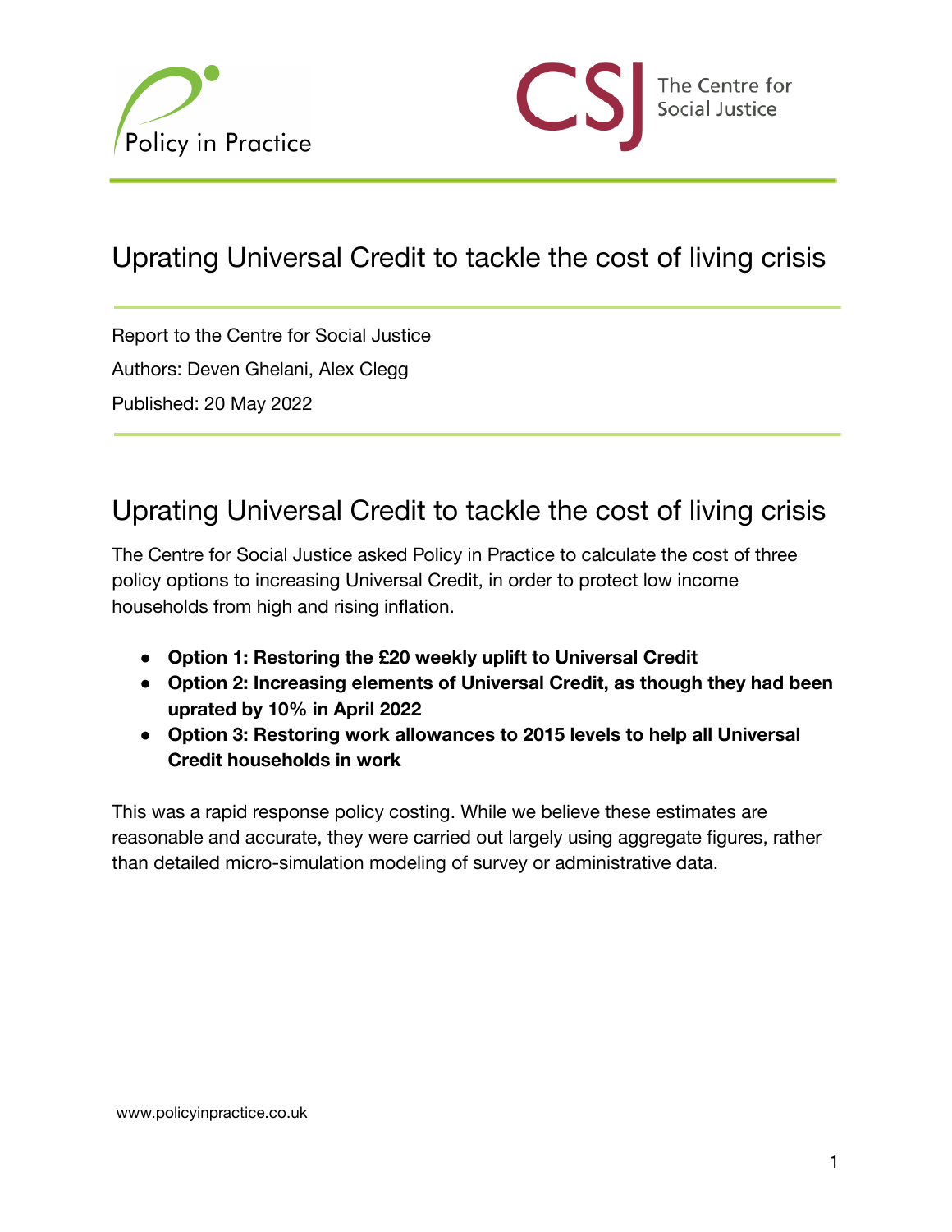# Uprating Universal Credit to tackle the cost of living crisis

Report to the Centre for Social Justice

Authors: Deven Ghelani, Alex Clegg

Published: 20 May 2022

## Uprating Universal Credit to tackle the cost of living crisis

The Centre for Social Justice asked Policy in Practice to calculate the cost of three policy options to increasing Universal Credit, in order to protect low income households from high and rising inflation.

- **Option 1: Restoring the £20 weekly uplift to Universal Credit**
- **Option 2: Increasing elements of Universal Credit, as though they had been uprated by 10% in April 2022**
- **Option 3: Restoring work allowances to 2015 levels to help all Universal Credit households in work**

This was a rapid response policy costing. While we believe these estimates are reasonable and accurate, they were carried out largely using aggregate figures, rather than detailed micro-simulation modeling of survey or administrative data.

www.policyinpractice.co.uk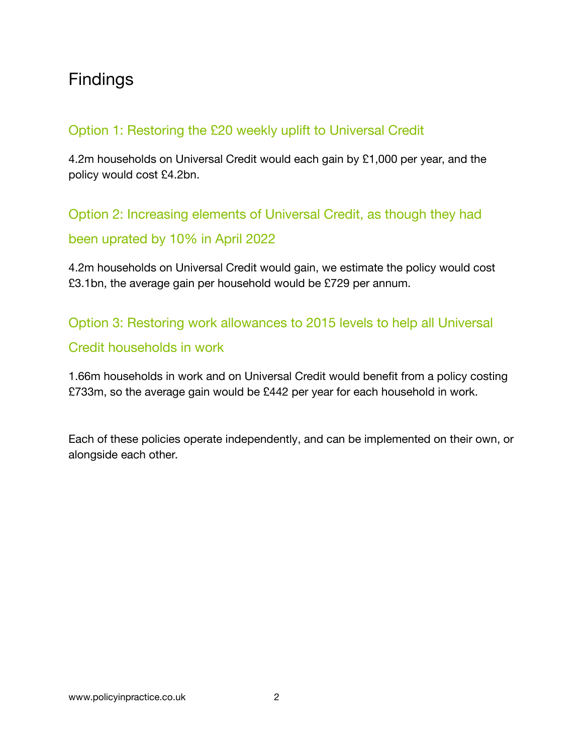# Findings

## Option 1: Restoring the £20 weekly uplift to Universal Credit

4.2m households on Universal Credit would each gain by £1,000 per year, and the policy would cost £4.2bn.

## Option 2: Increasing elements of Universal Credit, as though they had been uprated by 10% in April 2022

4.2m households on Universal Credit would gain, we estimate the policy would cost £3.1bn, the average gain per household would be £729 per annum.

## Option 3: Restoring work allowances to 2015 levels to help all Universal Credit households in work

1.66m households in work and on Universal Credit would benefit from a policy costing £733m, so the average gain would be £442 per year for each household in work.

Each of these policies operate independently, and can be implemented on their own, or alongside each other.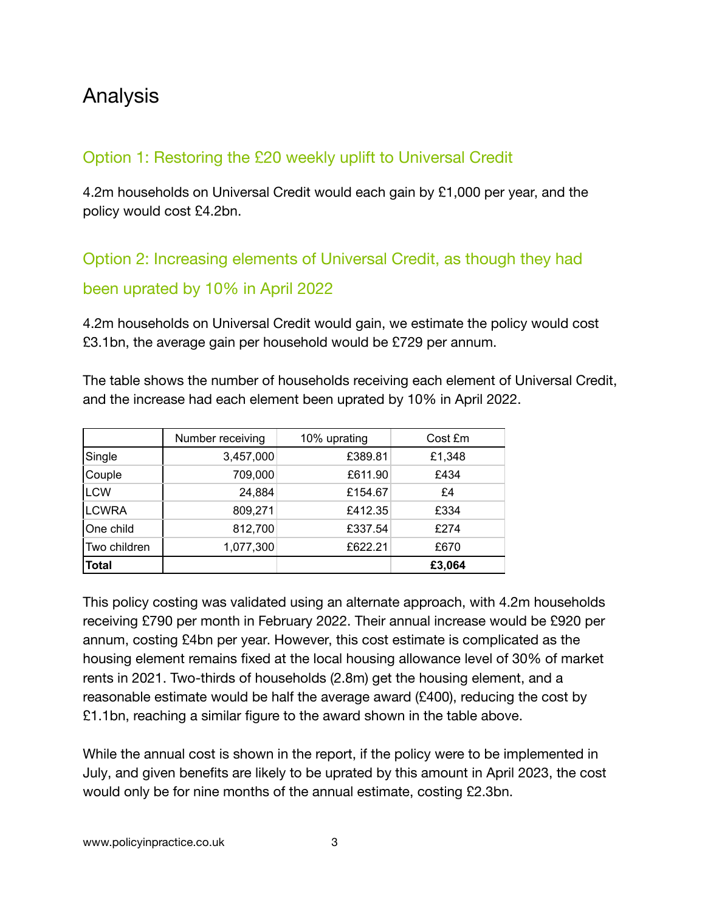# Analysis

## Option 1: Restoring the £20 weekly uplift to Universal Credit

4.2m households on Universal Credit would each gain by £1,000 per year, and the policy would cost £4.2bn.

## Option 2: Increasing elements of Universal Credit, as though they had been uprated by 10% in April 2022

4.2m households on Universal Credit would gain, we estimate the policy would cost £3.1bn, the average gain per household would be £729 per annum.

The table shows the number of households receiving each element of Universal Credit, and the increase had each element been uprated by 10% in April 2022.

| | Number receiving | 10% uprating | Cost £m |
|---|---|---|---|
| Single | 3,457,000 | £389.81 | £1,348 |
| Couple | 709,000 | £611.90 | £434 |
| LCW | 24,884 | £154.67 | £4 |
| LCWRA | 809,271 | £412.35 | £334 |
| One child | 812,700 | £337.54 | £274 |
| Two children | 1,077,300 | £622.21 | £670 |
| **Total** | | | **£3,064** |

This policy costing was validated using an alternate approach, with 4.2m households receiving £790 per month in February 2022. Their annual increase would be £920 per annum, costing £4bn per year. However, this cost estimate is complicated as the housing element remains fixed at the local housing allowance level of 30% of market rents in 2021. Two-thirds of households (2.8m) get the housing element, and a reasonable estimate would be half the average award (£400), reducing the cost by £1.1bn, reaching a similar figure to the award shown in the table above.

While the annual cost is shown in the report, if the policy were to be implemented in July, and given benefits are likely to be uprated by this amount in April 2023, the cost would only be for nine months of the annual estimate, costing £2.3bn.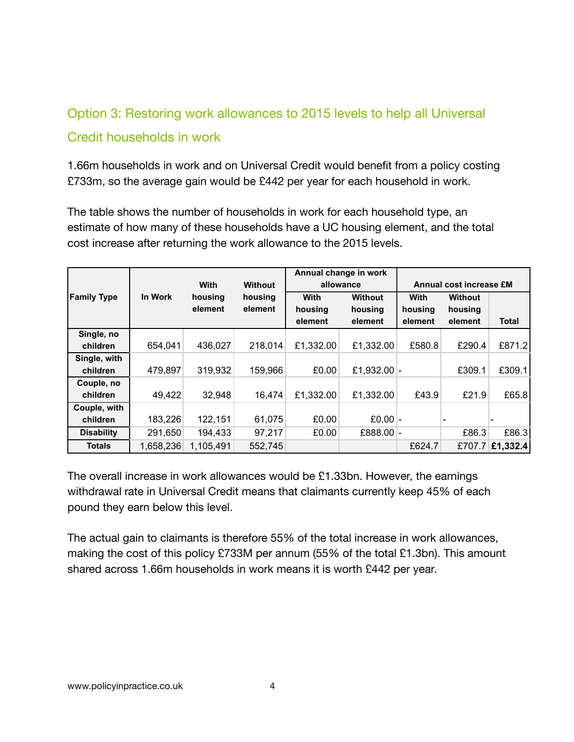## Option 3: Restoring work allowances to 2015 levels to help all Universal Credit households in work

1.66m households in work and on Universal Credit would benefit from a policy costing £733m, so the average gain would be £442 per year for each household in work.

The table shows the number of households in work for each household type, an estimate of how many of these households have a UC housing element, and the total cost increase after returning the work allowance to the 2015 levels.

| Family Type | In Work | With housing element | Without housing element | Annual change in work allowance | | Annual cost increase £M | | |
|---|---|---|---|---|---|---|---|---|
| | | | | With housing element | Without housing element | With housing element | Without housing element | Total |
| Single, no children | 654,041 | 436,027 | 218,014 | £1,332.00 | £1,332.00 | £580.8 | £290.4 | £871.2 |
| Single, with children | 479,897 | 319,932 | 159,966 | £0.00 | £1,932.00 | - | £309.1 | £309.1 |
| Couple, no children | 49,422 | 32,948 | 16,474 | £1,332.00 | £1,332.00 | £43.9 | £21.9 | £65.8 |
| Couple, with children | 183,226 | 122,151 | 61,075 | £0.00 | £0.00 | - | - | - |
| Disability | 291,650 | 194,433 | 97,217 | £0.00 | £888.00 | - | £86.3 | £86.3 |
| **Totals** | 1,658,236 | 1,105,491 | 552,745 | | | £624.7 | £707.7 | **£1,332.4** |

The overall increase in work allowances would be £1.33bn. However, the earnings withdrawal rate in Universal Credit means that claimants currently keep 45% of each pound they earn below this level.

The actual gain to claimants is therefore 55% of the total increase in work allowances, making the cost of this policy £733M per annum (55% of the total £1.3bn). This amount shared across 1.66m households in work means it is worth £442 per year.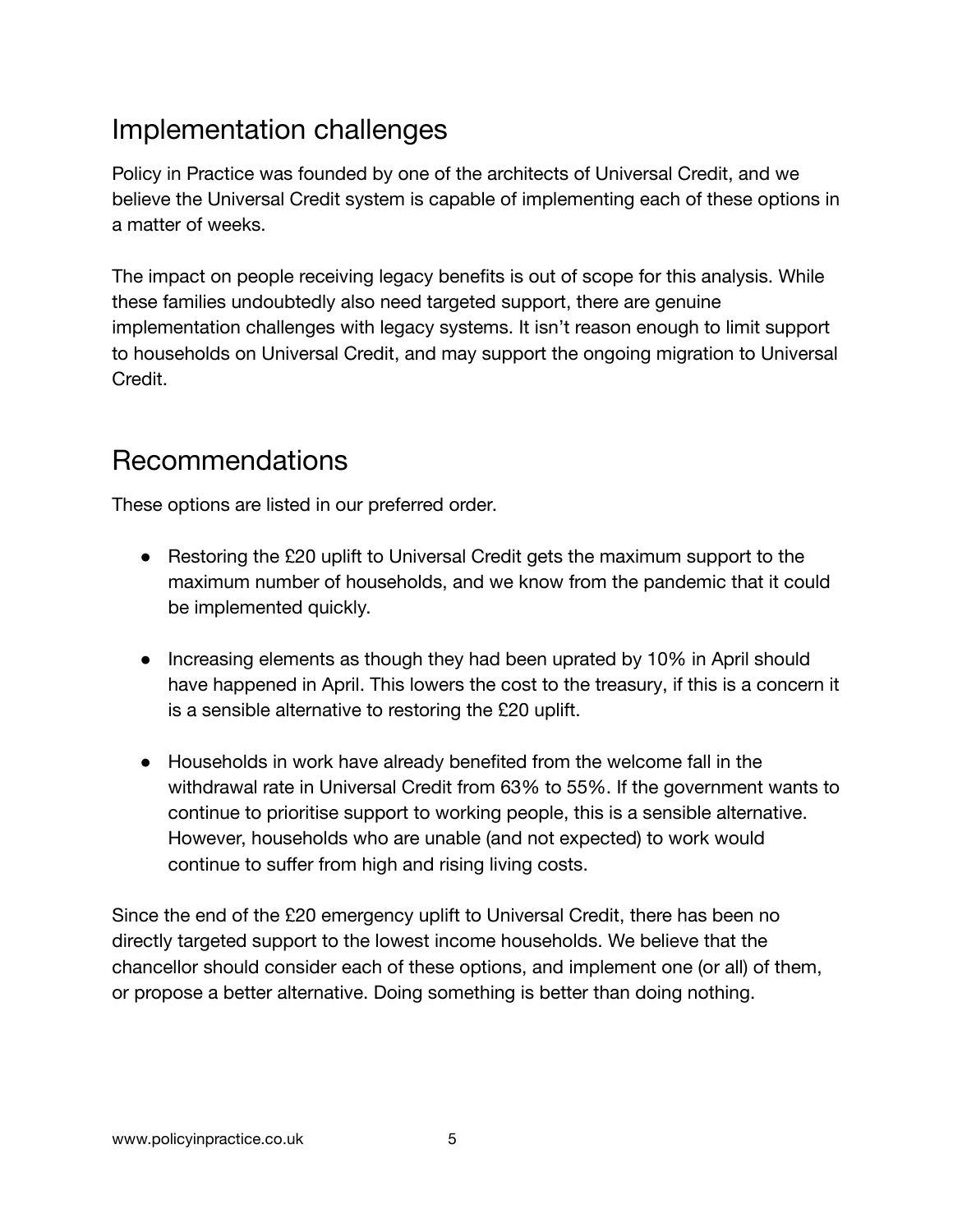## Implementation challenges

Policy in Practice was founded by one of the architects of Universal Credit, and we believe the Universal Credit system is capable of implementing each of these options in a matter of weeks.

The impact on people receiving legacy benefits is out of scope for this analysis. While these families undoubtedly also need targeted support, there are genuine implementation challenges with legacy systems. It isn't reason enough to limit support to households on Universal Credit, and may support the ongoing migration to Universal Credit.

## Recommendations

These options are listed in our preferred order.

- Restoring the £20 uplift to Universal Credit gets the maximum support to the maximum number of households, and we know from the pandemic that it could be implemented quickly.
- Increasing elements as though they had been uprated by 10% in April should have happened in April. This lowers the cost to the treasury, if this is a concern it is a sensible alternative to restoring the £20 uplift.
- Households in work have already benefited from the welcome fall in the withdrawal rate in Universal Credit from 63% to 55%. If the government wants to continue to prioritise support to working people, this is a sensible alternative. However, households who are unable (and not expected) to work would continue to suffer from high and rising living costs.

Since the end of the £20 emergency uplift to Universal Credit, there has been no directly targeted support to the lowest income households. We believe that the chancellor should consider each of these options, and implement one (or all) of them, or propose a better alternative. Doing something is better than doing nothing.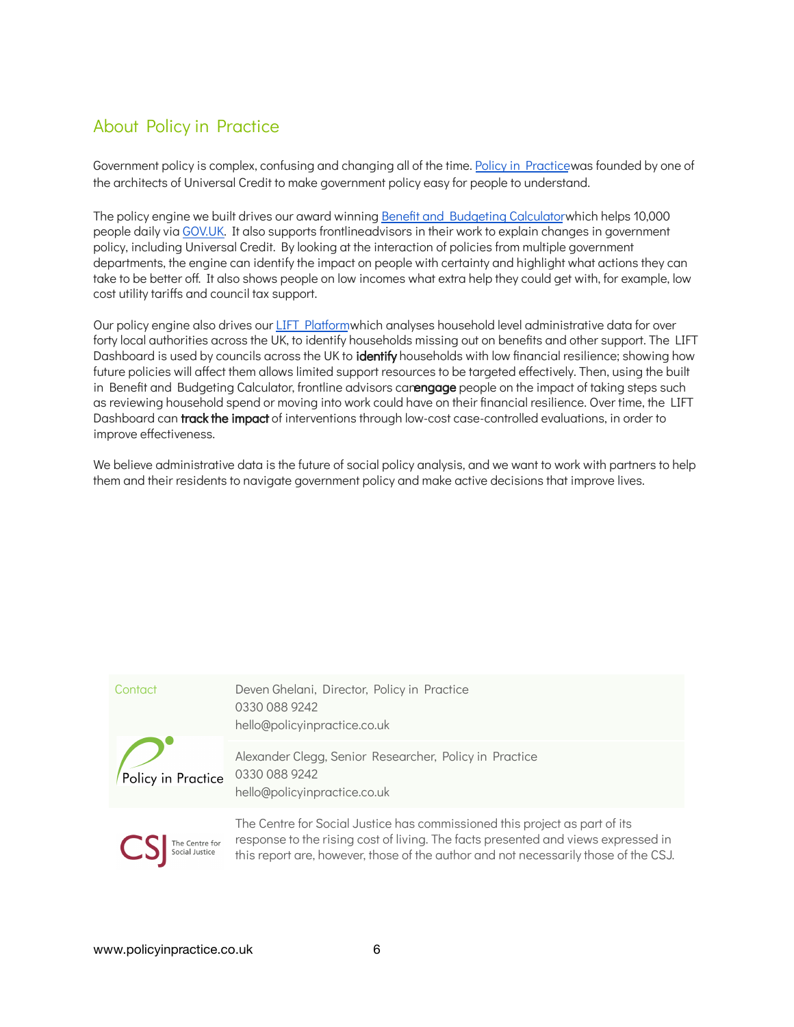## About Policy in Practice

Government policy is complex, confusing and changing all of the time. Policy in Practice was founded by one of the architects of Universal Credit to make government policy easy for people to understand.

The policy engine we built drives our award winning Benefit and Budgeting Calculator which helps 10,000 people daily via GOV.UK. It also supports frontline advisors in their work to explain changes in government policy, including Universal Credit. By looking at the interaction of policies from multiple government departments, the engine can identify the impact on people with certainty and highlight what actions they can take to be better off. It also shows people on low incomes what extra help they could get with, for example, low cost utility tariffs and council tax support.

Our policy engine also drives our LIFT Platform which analyses household level administrative data for over forty local authorities across the UK, to identify households missing out on benefits and other support. The LIFT Dashboard is used by councils across the UK to **identify** households with low financial resilience; showing how future policies will affect them allows limited support resources to be targeted effectively. Then, using the built in Benefit and Budgeting Calculator, frontline advisors can **engage** people on the impact of taking steps such as reviewing household spend or moving into work could have on their financial resilience. Over time, the LIFT Dashboard can **track the impact** of interventions through low-cost case-controlled evaluations, in order to improve effectiveness.

We believe administrative data is the future of social policy analysis, and we want to work with partners to help them and their residents to navigate government policy and make active decisions that improve lives.

| | |
|---|---|
| Contact | Deven Ghelani, Director, Policy in Practice<br>0330 088 9242<br>hello@policyinpractice.co.uk |
| Policy in Practice | Alexander Clegg, Senior Researcher, Policy in Practice<br>0330 088 9242<br>hello@policyinpractice.co.uk |
| CSJ The Centre for Social Justice | The Centre for Social Justice has commissioned this project as part of its response to the rising cost of living. The facts presented and views expressed in this report are, however, those of the author and not necessarily those of the CSJ. |

www.policyinpractice.co.uk